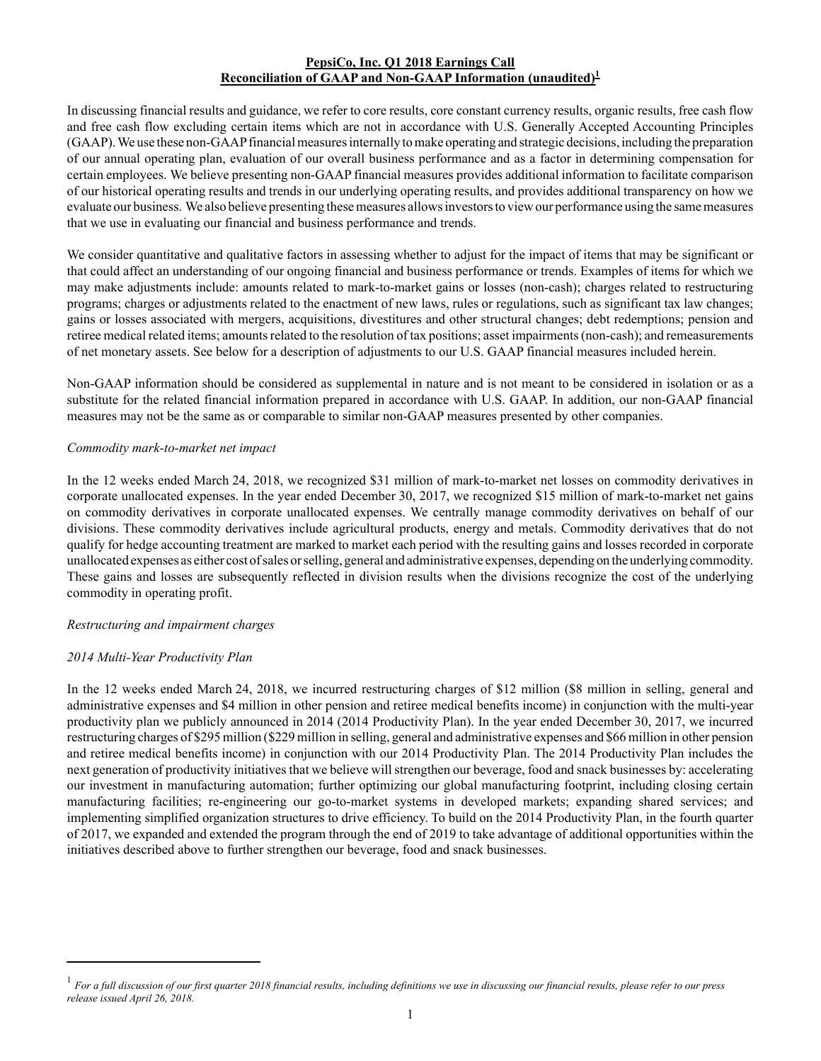# PepsiCo, Inc. Q1 2018 Earnings Call

## Reconciliation of GAAP and Non-GAAP Information (unaudited)[1]

In discussing financial results and guidance, we refer to core results, core constant currency results, organic results, free cash flow and free cash flow excluding certain items which are not in accordance with U.S. Generally Accepted Accounting Principles (GAAP). We use these non-GAAP financial measures internally to make operating and strategic decisions, including the preparation of our annual operating plan, evaluation of our overall business performance and as a factor in determining compensation for certain employees. We believe presenting non-GAAP financial measures provides additional information to facilitate comparison of our historical operating results and trends in our underlying operating results, and provides additional transparency on how we evaluate our business. We also believe presenting these measures allows investors to view our performance using the same measures that we use in evaluating our financial and business performance and trends.

We consider quantitative and qualitative factors in assessing whether to adjust for the impact of items that may be significant or that could affect an understanding of our ongoing financial and business performance or trends. Examples of items for which we may make adjustments include: amounts related to mark-to-market gains or losses (non-cash); charges related to restructuring programs; charges or adjustments related to the enactment of new laws, rules or regulations, such as significant tax law changes; gains or losses associated with mergers, acquisitions, divestitures and other structural changes; debt redemptions; pension and retiree medical related items; amounts related to the resolution of tax positions; asset impairments (non-cash); and remeasurements of net monetary assets. See below for a description of adjustments to our U.S. GAAP financial measures included herein.

Non-GAAP information should be considered as supplemental in nature and is not meant to be considered in isolation or as a substitute for the related financial information prepared in accordance with U.S. GAAP. In addition, our non-GAAP financial measures may not be the same as or comparable to similar non-GAAP measures presented by other companies.

*Commodity mark-to-market net impact*

In the 12 weeks ended March 24, 2018, we recognized $31 million of mark-to-market net losses on commodity derivatives in corporate unallocated expenses. In the year ended December 30, 2017, we recognized $15 million of mark-to-market net gains on commodity derivatives in corporate unallocated expenses. We centrally manage commodity derivatives on behalf of our divisions. These commodity derivatives include agricultural products, energy and metals. Commodity derivatives that do not qualify for hedge accounting treatment are marked to market each period with the resulting gains and losses recorded in corporate unallocated expenses as either cost of sales or selling, general and administrative expenses, depending on the underlying commodity. These gains and losses are subsequently reflected in division results when the divisions recognize the cost of the underlying commodity in operating profit.

*Restructuring and impairment charges*

*2014 Multi-Year Productivity Plan*

In the 12 weeks ended March 24, 2018, we incurred restructuring charges of $12 million ($8 million in selling, general and administrative expenses and $4 million in other pension and retiree medical benefits income) in conjunction with the multi-year productivity plan we publicly announced in 2014 (2014 Productivity Plan). In the year ended December 30, 2017, we incurred restructuring charges of $295 million ($229 million in selling, general and administrative expenses and $66 million in other pension and retiree medical benefits income) in conjunction with our 2014 Productivity Plan. The 2014 Productivity Plan includes the next generation of productivity initiatives that we believe will strengthen our beverage, food and snack businesses by: accelerating our investment in manufacturing automation; further optimizing our global manufacturing footprint, including closing certain manufacturing facilities; re-engineering our go-to-market systems in developed markets; expanding shared services; and implementing simplified organization structures to drive efficiency. To build on the 2014 Productivity Plan, in the fourth quarter of 2017, we expanded and extended the program through the end of 2019 to take advantage of additional opportunities within the initiatives described above to further strengthen our beverage, food and snack businesses.

---

[1] *For a full discussion of our first quarter 2018 financial results, including definitions we use in discussing our financial results, please refer to our press release issued April 26, 2018.*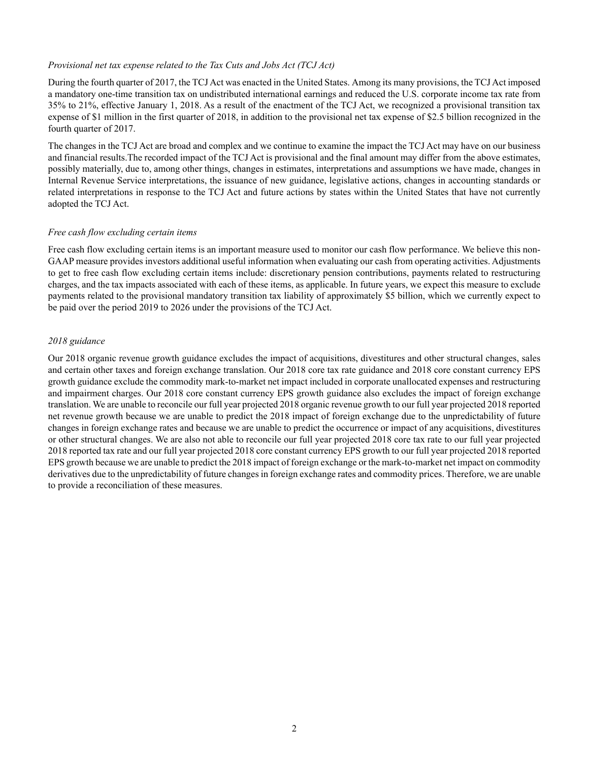*Provisional net tax expense related to the Tax Cuts and Jobs Act (TCJ Act)*

During the fourth quarter of 2017, the TCJ Act was enacted in the United States. Among its many provisions, the TCJ Act imposed a mandatory one-time transition tax on undistributed international earnings and reduced the U.S. corporate income tax rate from 35% to 21%, effective January 1, 2018. As a result of the enactment of the TCJ Act, we recognized a provisional transition tax expense of $1 million in the first quarter of 2018, in addition to the provisional net tax expense of $2.5 billion recognized in the fourth quarter of 2017.

The changes in the TCJ Act are broad and complex and we continue to examine the impact the TCJ Act may have on our business and financial results.The recorded impact of the TCJ Act is provisional and the final amount may differ from the above estimates, possibly materially, due to, among other things, changes in estimates, interpretations and assumptions we have made, changes in Internal Revenue Service interpretations, the issuance of new guidance, legislative actions, changes in accounting standards or related interpretations in response to the TCJ Act and future actions by states within the United States that have not currently adopted the TCJ Act.

*Free cash flow excluding certain items*

Free cash flow excluding certain items is an important measure used to monitor our cash flow performance. We believe this non-GAAP measure provides investors additional useful information when evaluating our cash from operating activities. Adjustments to get to free cash flow excluding certain items include: discretionary pension contributions, payments related to restructuring charges, and the tax impacts associated with each of these items, as applicable. In future years, we expect this measure to exclude payments related to the provisional mandatory transition tax liability of approximately $5 billion, which we currently expect to be paid over the period 2019 to 2026 under the provisions of the TCJ Act.

*2018 guidance*

Our 2018 organic revenue growth guidance excludes the impact of acquisitions, divestitures and other structural changes, sales and certain other taxes and foreign exchange translation. Our 2018 core tax rate guidance and 2018 core constant currency EPS growth guidance exclude the commodity mark-to-market net impact included in corporate unallocated expenses and restructuring and impairment charges. Our 2018 core constant currency EPS growth guidance also excludes the impact of foreign exchange translation. We are unable to reconcile our full year projected 2018 organic revenue growth to our full year projected 2018 reported net revenue growth because we are unable to predict the 2018 impact of foreign exchange due to the unpredictability of future changes in foreign exchange rates and because we are unable to predict the occurrence or impact of any acquisitions, divestitures or other structural changes. We are also not able to reconcile our full year projected 2018 core tax rate to our full year projected 2018 reported tax rate and our full year projected 2018 core constant currency EPS growth to our full year projected 2018 reported EPS growth because we are unable to predict the 2018 impact of foreign exchange or the mark-to-market net impact on commodity derivatives due to the unpredictability of future changes in foreign exchange rates and commodity prices. Therefore, we are unable to provide a reconciliation of these measures.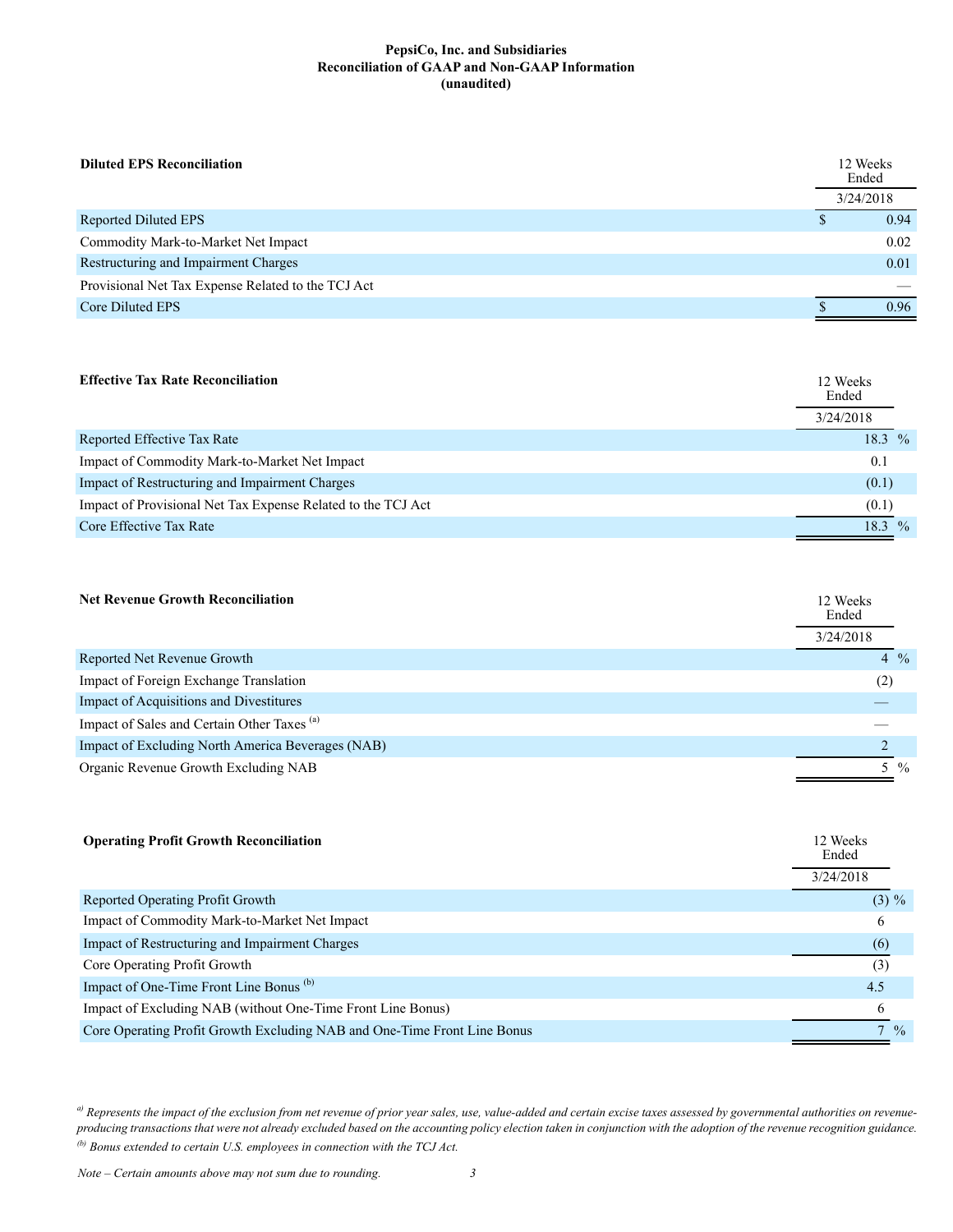**PepsiCo, Inc. and Subsidiaries**
**Reconciliation of GAAP and Non-GAAP Information**
**(unaudited)**

| **Diluted EPS Reconciliation** | 12 Weeks Ended |
|---|---|
| | 3/24/2018 |
| Reported Diluted EPS | $ 0.94 |
| Commodity Mark-to-Market Net Impact | 0.02 |
| Restructuring and Impairment Charges | 0.01 |
| Provisional Net Tax Expense Related to the TCJ Act | — |
| Core Diluted EPS | $ 0.96 |

| **Effective Tax Rate Reconciliation** | 12 Weeks Ended |
|---|---|
| | 3/24/2018 |
| Reported Effective Tax Rate | 18.3 % |
| Impact of Commodity Mark-to-Market Net Impact | 0.1 |
| Impact of Restructuring and Impairment Charges | (0.1) |
| Impact of Provisional Net Tax Expense Related to the TCJ Act | (0.1) |
| Core Effective Tax Rate | 18.3 % |

| **Net Revenue Growth Reconciliation** | 12 Weeks Ended |
|---|---|
| | 3/24/2018 |
| Reported Net Revenue Growth | 4 % |
| Impact of Foreign Exchange Translation | (2) |
| Impact of Acquisitions and Divestitures | — |
| Impact of Sales and Certain Other Taxes [a] | — |
| Impact of Excluding North America Beverages (NAB) | 2 |
| Organic Revenue Growth Excluding NAB | 5 % |

| **Operating Profit Growth Reconciliation** | 12 Weeks Ended |
|---|---|
| | 3/24/2018 |
| Reported Operating Profit Growth | (3) % |
| Impact of Commodity Mark-to-Market Net Impact | 6 |
| Impact of Restructuring and Impairment Charges | (6) |
| Core Operating Profit Growth | (3) |
| Impact of One-Time Front Line Bonus [b] | 4.5 |
| Impact of Excluding NAB (without One-Time Front Line Bonus) | 6 |
| Core Operating Profit Growth Excluding NAB and One-Time Front Line Bonus | 7 % |

*[a] Represents the impact of the exclusion from net revenue of prior year sales, use, value-added and certain excise taxes assessed by governmental authorities on revenue-producing transactions that were not already excluded based on the accounting policy election taken in conjunction with the adoption of the revenue recognition guidance.*

*[b] Bonus extended to certain U.S. employees in connection with the TCJ Act.*

*Note – Certain amounts above may not sum due to rounding.*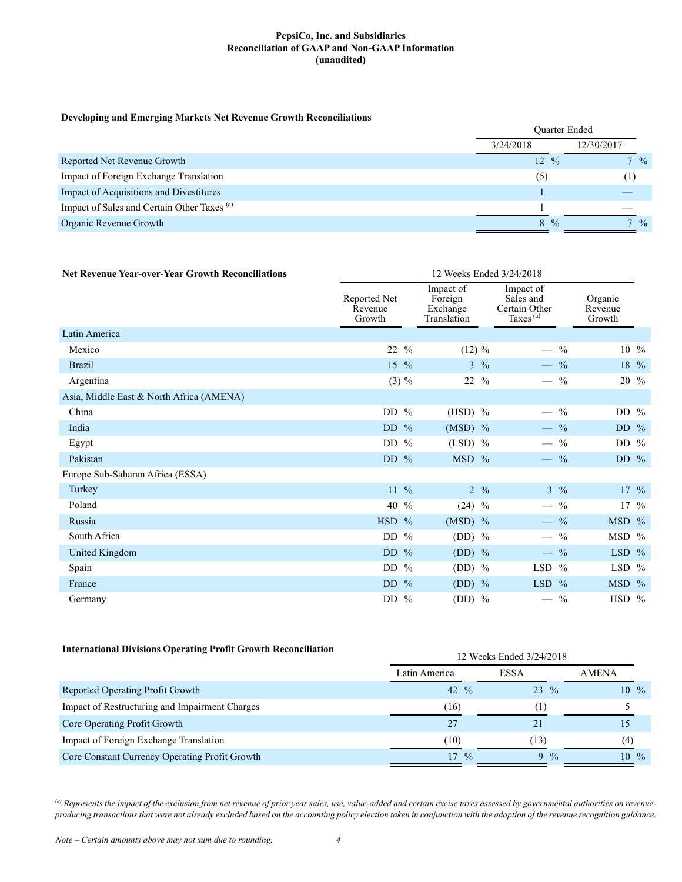**PepsiCo, Inc. and Subsidiaries**
**Reconciliation of GAAP and Non-GAAP Information**
**(unaudited)**

**Developing and Emerging Markets Net Revenue Growth Reconciliations**

| | Quarter Ended | |
|---|---|---|
| | 3/24/2018 | 12/30/2017 |
| Reported Net Revenue Growth | 12 % | 7 % |
| Impact of Foreign Exchange Translation | (5) | (1) |
| Impact of Acquisitions and Divestitures | 1 | — |
| Impact of Sales and Certain Other Taxes [(a)] | 1 | — |
| Organic Revenue Growth | 8 % | 7 % |

| **Net Revenue Year-over-Year Growth Reconciliations** | 12 Weeks Ended 3/24/2018 | | | |
|---|---|---|---|---|
| | Reported Net Revenue Growth | Impact of Foreign Exchange Translation | Impact of Sales and Certain Other Taxes [(a)] | Organic Revenue Growth |
| Latin America | | | | |
| Mexico | 22 % | (12) % | — % | 10 % |
| Brazil | 15 % | 3 % | — % | 18 % |
| Argentina | (3) % | 22 % | — % | 20 % |
| Asia, Middle East & North Africa (AMENA) | | | | |
| China | DD % | (HSD) % | — % | DD % |
| India | DD % | (MSD) % | — % | DD % |
| Egypt | DD % | (LSD) % | — % | DD % |
| Pakistan | DD % | MSD % | — % | DD % |
| Europe Sub-Saharan Africa (ESSA) | | | | |
| Turkey | 11 % | 2 % | 3 % | 17 % |
| Poland | 40 % | (24) % | — % | 17 % |
| Russia | HSD % | (MSD) % | — % | MSD % |
| South Africa | DD % | (DD) % | — % | MSD % |
| United Kingdom | DD % | (DD) % | — % | LSD % |
| Spain | DD % | (DD) % | LSD % | LSD % |
| France | DD % | (DD) % | LSD % | MSD % |
| Germany | DD % | (DD) % | — % | HSD % |

**International Divisions Operating Profit Growth Reconciliation**

| | 12 Weeks Ended 3/24/2018 | | |
|---|---|---|---|
| | Latin America | ESSA | AMENA |
| Reported Operating Profit Growth | 42 % | 23 % | 10 % |
| Impact of Restructuring and Impairment Charges | (16) | (1) | 5 |
| Core Operating Profit Growth | 27 | 21 | 15 |
| Impact of Foreign Exchange Translation | (10) | (13) | (4) |
| Core Constant Currency Operating Profit Growth | 17 % | 9 % | 10 % |

*[(a)] Represents the impact of the exclusion from net revenue of prior year sales, use, value-added and certain excise taxes assessed by governmental authorities on revenue-producing transactions that were not already excluded based on the accounting policy election taken in conjunction with the adoption of the revenue recognition guidance.*

*Note – Certain amounts above may not sum due to rounding.*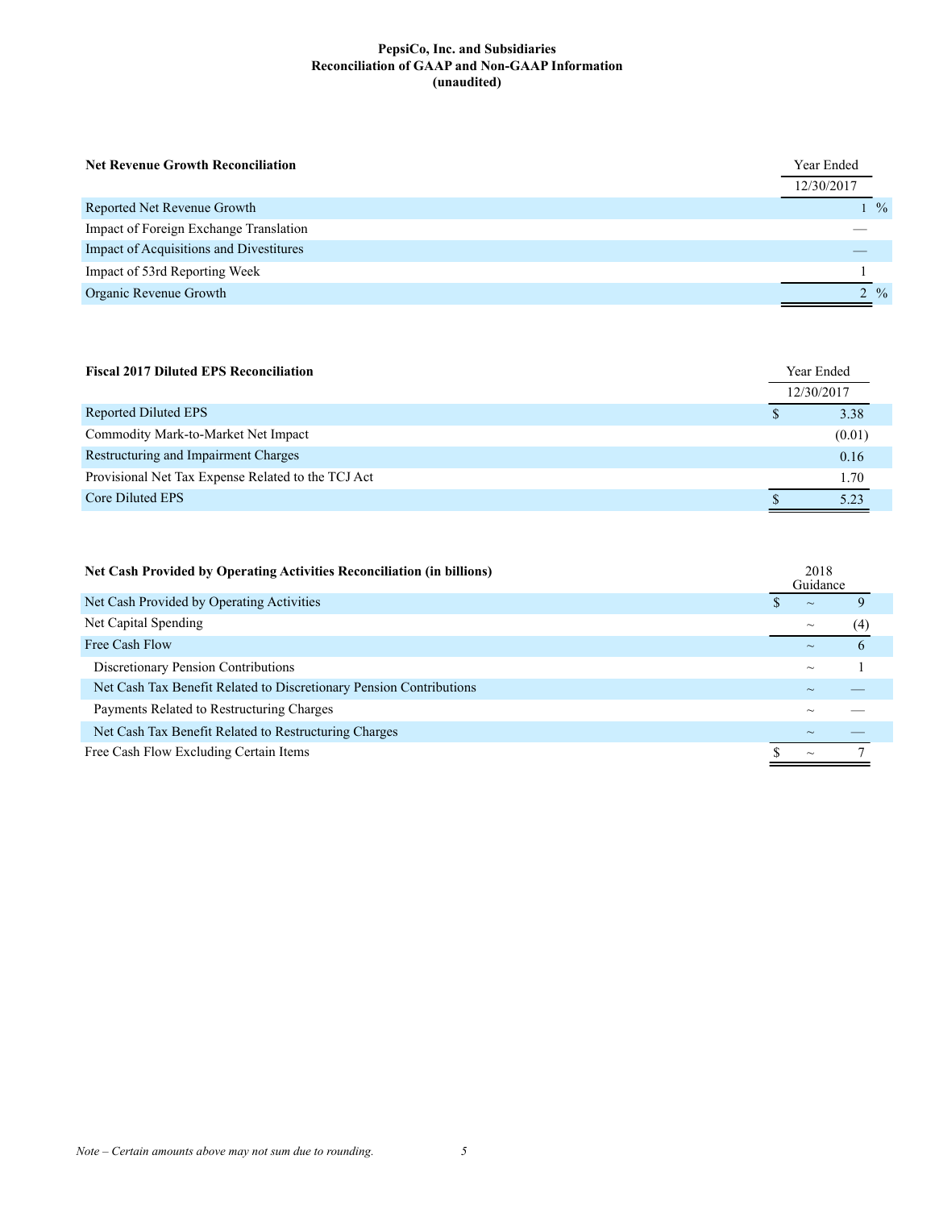**PepsiCo, Inc. and Subsidiaries**
**Reconciliation of GAAP and Non-GAAP Information**
**(unaudited)**

| **Net Revenue Growth Reconciliation** | Year Ended 12/30/2017 |
|---|---|
| Reported Net Revenue Growth | 1 % |
| Impact of Foreign Exchange Translation | — |
| Impact of Acquisitions and Divestitures | — |
| Impact of 53rd Reporting Week | 1 |
| Organic Revenue Growth | 2 % |

| **Fiscal 2017 Diluted EPS Reconciliation** | Year Ended 12/30/2017 |
|---|---|
| Reported Diluted EPS | $ 3.38 |
| Commodity Mark-to-Market Net Impact | (0.01) |
| Restructuring and Impairment Charges | 0.16 |
| Provisional Net Tax Expense Related to the TCJ Act | 1.70 |
| Core Diluted EPS | $ 5.23 |

| **Net Cash Provided by Operating Activities Reconciliation (in billions)** | 2018 Guidance |
|---|---|
| Net Cash Provided by Operating Activities | $ ~ 9 |
| Net Capital Spending | ~ (4) |
| Free Cash Flow | ~ 6 |
| Discretionary Pension Contributions | ~ 1 |
| Net Cash Tax Benefit Related to Discretionary Pension Contributions | ~ — |
| Payments Related to Restructuring Charges | ~ — |
| Net Cash Tax Benefit Related to Restructuring Charges | ~ — |
| Free Cash Flow Excluding Certain Items | $ ~ 7 |

*Note – Certain amounts above may not sum due to rounding.*